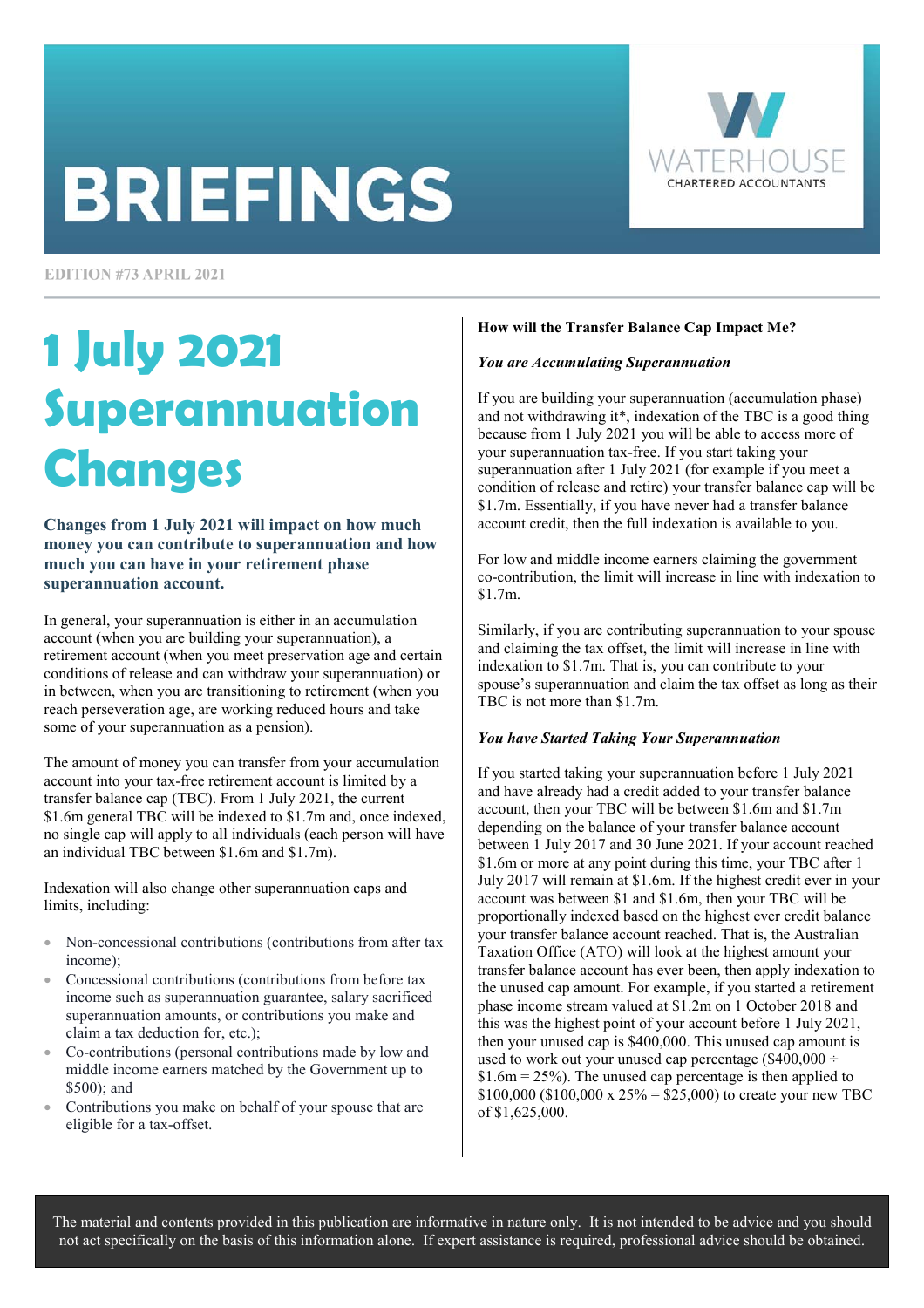# BRIEFINGS

WATERHOUSE CHARTERED ACCOUNTANTS

EDITION #73 APRIL 2021

# 1 July 2021 Superannuation Changes

**Changes from 1 July 2021 will impact on how much money you can contribute to superannuation and how much you can have in your retirement phase superannuation account.**

In general, your superannuation is either in an accumulation account (when you are building your superannuation), a retirement account (when you meet preservation age and certain conditions of release and can withdraw your superannuation) or in between, when you are transitioning to retirement (when you reach perseveration age, are working reduced hours and take some of your superannuation as a pension).

The amount of money you can transfer from your accumulation account into your tax-free retirement account is limited by a transfer balance cap (TBC). From 1 July 2021, the current $1.6m general TBC will be indexed to $1.7m and, once indexed, no single cap will apply to all individuals (each person will have an individual TBC between $1.6m and $1.7m).

Indexation will also change other superannuation caps and limits, including:

- Non-concessional contributions (contributions from after tax income);
- Concessional contributions (contributions from before tax income such as superannuation guarantee, salary sacrificed superannuation amounts, or contributions you make and claim a tax deduction for, etc.);
- Co-contributions (personal contributions made by low and middle income earners matched by the Government up to $500); and
- Contributions you make on behalf of your spouse that are eligible for a tax-offset.

**How will the Transfer Balance Cap Impact Me?**

***You are Accumulating Superannuation***

If you are building your superannuation (accumulation phase) and not withdrawing it*, indexation of the TBC is a good thing because from 1 July 2021 you will be able to access more of your superannuation tax-free. If you start taking your superannuation after 1 July 2021 (for example if you meet a condition of release and retire) your transfer balance cap will be $1.7m. Essentially, if you have never had a transfer balance account credit, then the full indexation is available to you.

For low and middle income earners claiming the government co-contribution, the limit will increase in line with indexation to $1.7m.

Similarly, if you are contributing superannuation to your spouse and claiming the tax offset, the limit will increase in line with indexation to $1.7m. That is, you can contribute to your spouse's superannuation and claim the tax offset as long as their TBC is not more than $1.7m.

***You have Started Taking Your Superannuation***

If you started taking your superannuation before 1 July 2021 and have already had a credit added to your transfer balance account, then your TBC will be between $1.6m and $1.7m depending on the balance of your transfer balance account between 1 July 2017 and 30 June 2021. If your account reached $1.6m or more at any point during this time, your TBC after 1 July 2017 will remain at $1.6m. If the highest credit ever in your account was between $1 and $1.6m, then your TBC will be proportionally indexed based on the highest ever credit balance your transfer balance account reached. That is, the Australian Taxation Office (ATO) will look at the highest amount your transfer balance account has ever been, then apply indexation to the unused cap amount. For example, if you started a retirement phase income stream valued at $1.2m on 1 October 2018 and this was the highest point of your account before 1 July 2021, then your unused cap is $400,000. This unused cap amount is used to work out your unused cap percentage ($400,000 ÷ $1.6m = 25%). The unused cap percentage is then applied to $100,000 ($100,000 x 25% = $25,000) to create your new TBC of $1,625,000.

The material and contents provided in this publication are informative in nature only. It is not intended to be advice and you should not act specifically on the basis of this information alone. If expert assistance is required, professional advice should be obtained.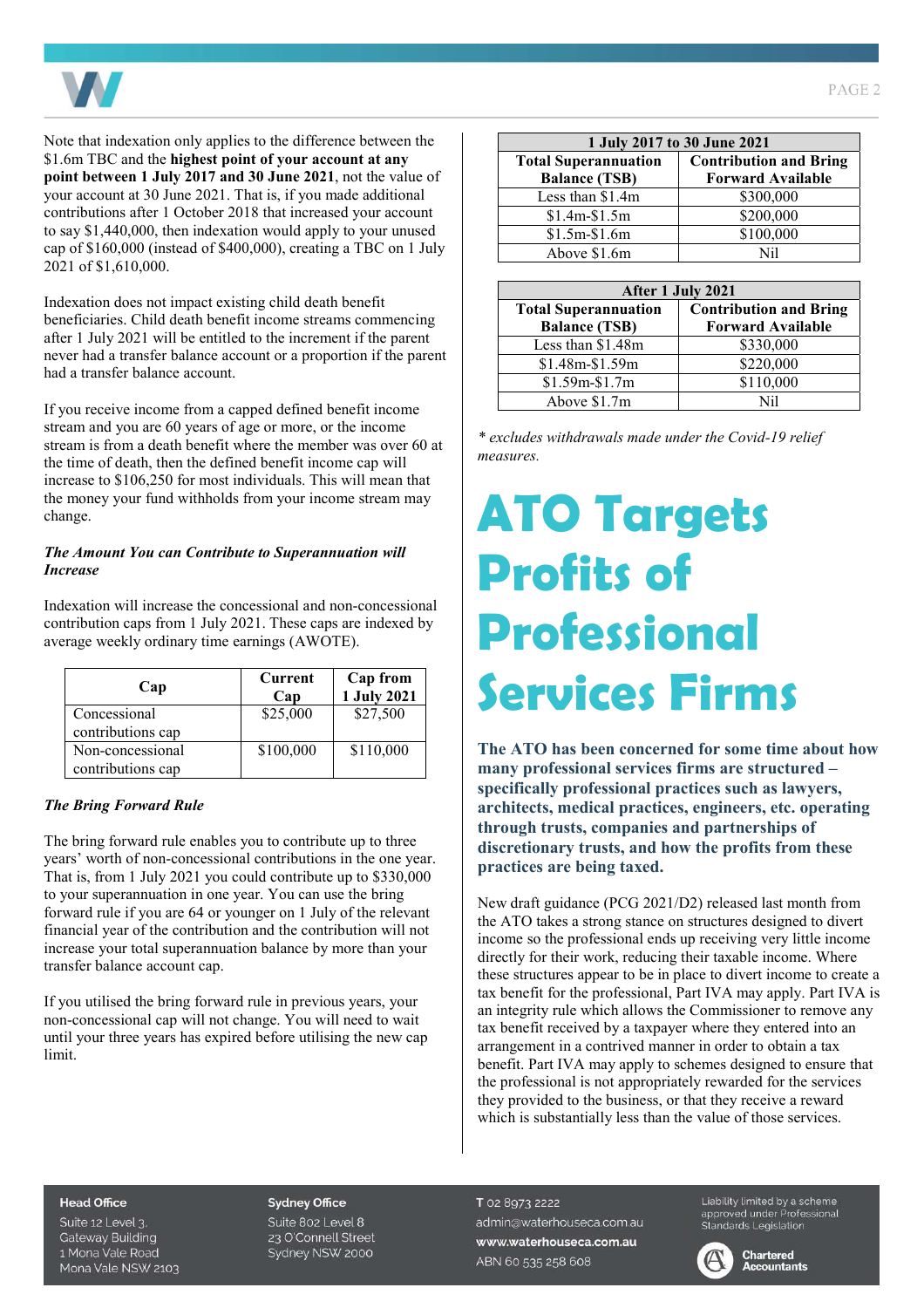Note that indexation only applies to the difference between the $1.6m TBC and the **highest point of your account at any point between 1 July 2017 and 30 June 2021**, not the value of your account at 30 June 2021. That is, if you made additional contributions after 1 October 2018 that increased your account to say $1,440,000, then indexation would apply to your unused cap of $160,000 (instead of $400,000), creating a TBC on 1 July 2021 of $1,610,000.

Indexation does not impact existing child death benefit beneficiaries. Child death benefit income streams commencing after 1 July 2021 will be entitled to the increment if the parent never had a transfer balance account or a proportion if the parent had a transfer balance account.

If you receive income from a capped defined benefit income stream and you are 60 years of age or more, or the income stream is from a death benefit where the member was over 60 at the time of death, then the defined benefit income cap will increase to $106,250 for most individuals. This will mean that the money your fund withholds from your income stream may change.

***The Amount You can Contribute to Superannuation will Increase***

Indexation will increase the concessional and non-concessional contribution caps from 1 July 2021. These caps are indexed by average weekly ordinary time earnings (AWOTE).

| Cap | Current Cap | Cap from 1 July 2021 |
|---|---|---|
| Concessional contributions cap | $25,000 | $27,500 |
| Non-concessional contributions cap | $100,000 | $110,000 |

***The Bring Forward Rule***

The bring forward rule enables you to contribute up to three years' worth of non-concessional contributions in the one year. That is, from 1 July 2021 you could contribute up to $330,000 to your superannuation in one year. You can use the bring forward rule if you are 64 or younger on 1 July of the relevant financial year of the contribution and the contribution will not increase your total superannuation balance by more than your transfer balance account cap.

If you utilised the bring forward rule in previous years, your non-concessional cap will not change. You will need to wait until your three years has expired before utilising the new cap limit.

| 1 July 2017 to 30 June 2021 | |
|---|---|
| **Total Superannuation Balance (TSB)** | **Contribution and Bring Forward Available** |
| Less than $1.4m | $300,000 |
| $1.4m-$1.5m | $200,000 |
| $1.5m-$1.6m | $100,000 |
| Above $1.6m | Nil |

| After 1 July 2021 | |
|---|---|
| **Total Superannuation Balance (TSB)** | **Contribution and Bring Forward Available** |
| Less than $1.48m | $330,000 |
| $1.48m-$1.59m | $220,000 |
| $1.59m-$1.7m | $110,000 |
| Above $1.7m | Nil |

*\* excludes withdrawals made under the Covid-19 relief measures.*

# ATO Targets Profits of Professional Services Firms

**The ATO has been concerned for some time about how many professional services firms are structured – specifically professional practices such as lawyers, architects, medical practices, engineers, etc. operating through trusts, companies and partnerships of discretionary trusts, and how the profits from these practices are being taxed.**

New draft guidance (PCG 2021/D2) released last month from the ATO takes a strong stance on structures designed to divert income so the professional ends up receiving very little income directly for their work, reducing their taxable income. Where these structures appear to be in place to divert income to create a tax benefit for the professional, Part IVA may apply. Part IVA is an integrity rule which allows the Commissioner to remove any tax benefit received by a taxpayer where they entered into an arrangement in a contrived manner in order to obtain a tax benefit. Part IVA may apply to schemes designed to ensure that the professional is not appropriately rewarded for the services they provided to the business, or that they receive a reward which is substantially less than the value of those services.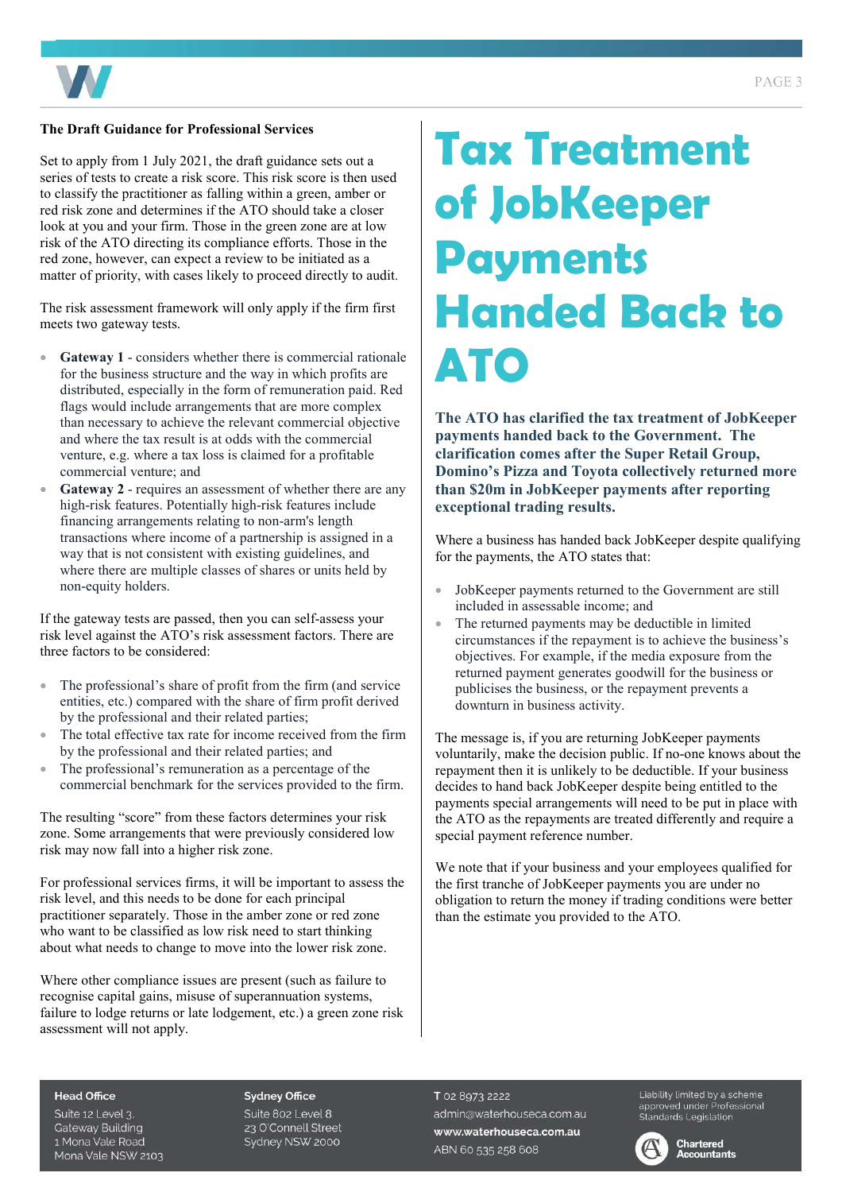## The Draft Guidance for Professional Services

Set to apply from 1 July 2021, the draft guidance sets out a series of tests to create a risk score. This risk score is then used to classify the practitioner as falling within a green, amber or red risk zone and determines if the ATO should take a closer look at you and your firm. Those in the green zone are at low risk of the ATO directing its compliance efforts. Those in the red zone, however, can expect a review to be initiated as a matter of priority, with cases likely to proceed directly to audit.

The risk assessment framework will only apply if the firm first meets two gateway tests.

- **Gateway 1** - considers whether there is commercial rationale for the business structure and the way in which profits are distributed, especially in the form of remuneration paid. Red flags would include arrangements that are more complex than necessary to achieve the relevant commercial objective and where the tax result is at odds with the commercial venture, e.g. where a tax loss is claimed for a profitable commercial venture; and
- **Gateway 2** - requires an assessment of whether there are any high-risk features. Potentially high-risk features include financing arrangements relating to non-arm's length transactions where income of a partnership is assigned in a way that is not consistent with existing guidelines, and where there are multiple classes of shares or units held by non-equity holders.

If the gateway tests are passed, then you can self-assess your risk level against the ATO's risk assessment factors. There are three factors to be considered:

- The professional's share of profit from the firm (and service entities, etc.) compared with the share of firm profit derived by the professional and their related parties;
- The total effective tax rate for income received from the firm by the professional and their related parties; and
- The professional's remuneration as a percentage of the commercial benchmark for the services provided to the firm.

The resulting "score" from these factors determines your risk zone. Some arrangements that were previously considered low risk may now fall into a higher risk zone.

For professional services firms, it will be important to assess the risk level, and this needs to be done for each principal practitioner separately. Those in the amber zone or red zone who want to be classified as low risk need to start thinking about what needs to change to move into the lower risk zone.

Where other compliance issues are present (such as failure to recognise capital gains, misuse of superannuation systems, failure to lodge returns or late lodgement, etc.) a green zone risk assessment will not apply.

# Tax Treatment of JobKeeper Payments Handed Back to ATO

**The ATO has clarified the tax treatment of JobKeeper payments handed back to the Government. The clarification comes after the Super Retail Group, Domino's Pizza and Toyota collectively returned more than $20m in JobKeeper payments after reporting exceptional trading results.**

Where a business has handed back JobKeeper despite qualifying for the payments, the ATO states that:

- JobKeeper payments returned to the Government are still included in assessable income; and
- The returned payments may be deductible in limited circumstances if the repayment is to achieve the business's objectives. For example, if the media exposure from the returned payment generates goodwill for the business or publicises the business, or the repayment prevents a downturn in business activity.

The message is, if you are returning JobKeeper payments voluntarily, make the decision public. If no-one knows about the repayment then it is unlikely to be deductible. If your business decides to hand back JobKeeper despite being entitled to the payments special arrangements will need to be put in place with the ATO as the repayments are treated differently and require a special payment reference number.

We note that if your business and your employees qualified for the first tranche of JobKeeper payments you are under no obligation to return the money if trading conditions were better than the estimate you provided to the ATO.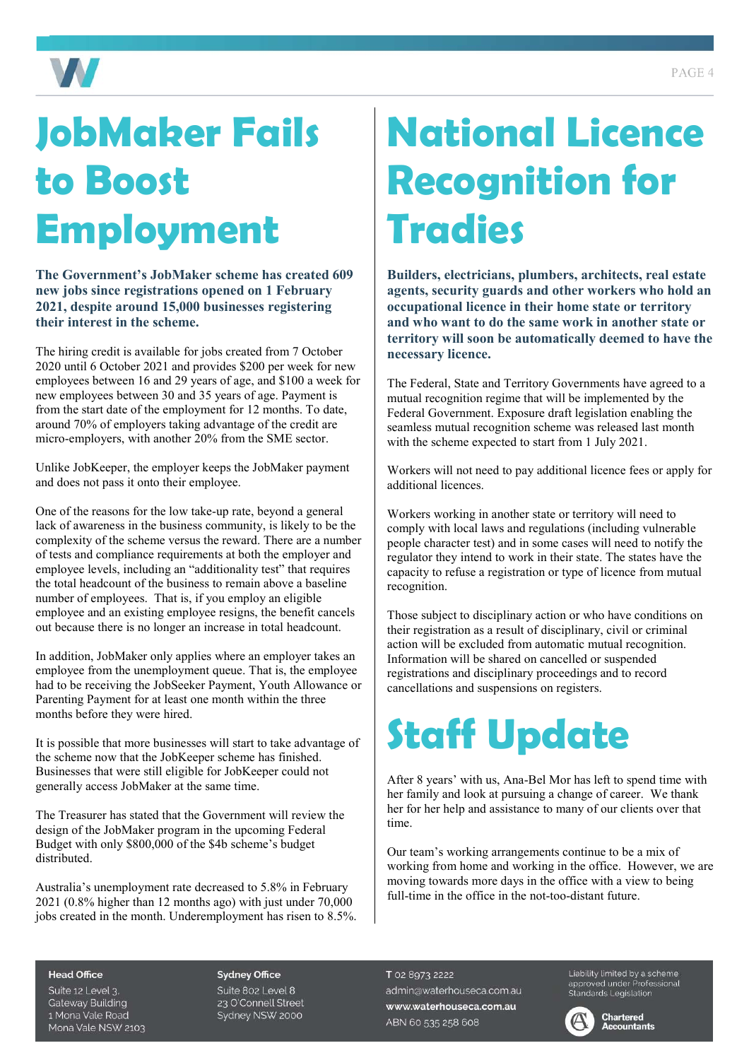# JobMaker Fails to Boost Employment

**The Government's JobMaker scheme has created 609 new jobs since registrations opened on 1 February 2021, despite around 15,000 businesses registering their interest in the scheme.**

The hiring credit is available for jobs created from 7 October 2020 until 6 October 2021 and provides $200 per week for new employees between 16 and 29 years of age, and $100 a week for new employees between 30 and 35 years of age. Payment is from the start date of the employment for 12 months. To date, around 70% of employers taking advantage of the credit are micro-employers, with another 20% from the SME sector.

Unlike JobKeeper, the employer keeps the JobMaker payment and does not pass it onto their employee.

One of the reasons for the low take-up rate, beyond a general lack of awareness in the business community, is likely to be the complexity of the scheme versus the reward. There are a number of tests and compliance requirements at both the employer and employee levels, including an "additionality test" that requires the total headcount of the business to remain above a baseline number of employees. That is, if you employ an eligible employee and an existing employee resigns, the benefit cancels out because there is no longer an increase in total headcount.

In addition, JobMaker only applies where an employer takes an employee from the unemployment queue. That is, the employee had to be receiving the JobSeeker Payment, Youth Allowance or Parenting Payment for at least one month within the three months before they were hired.

It is possible that more businesses will start to take advantage of the scheme now that the JobKeeper scheme has finished. Businesses that were still eligible for JobKeeper could not generally access JobMaker at the same time.

The Treasurer has stated that the Government will review the design of the JobMaker program in the upcoming Federal Budget with only $800,000 of the $4b scheme's budget distributed.

Australia's unemployment rate decreased to 5.8% in February 2021 (0.8% higher than 12 months ago) with just under 70,000 jobs created in the month. Underemployment has risen to 8.5%.

# National Licence Recognition for Tradies

**Builders, electricians, plumbers, architects, real estate agents, security guards and other workers who hold an occupational licence in their home state or territory and who want to do the same work in another state or territory will soon be automatically deemed to have the necessary licence.**

The Federal, State and Territory Governments have agreed to a mutual recognition regime that will be implemented by the Federal Government. Exposure draft legislation enabling the seamless mutual recognition scheme was released last month with the scheme expected to start from 1 July 2021.

Workers will not need to pay additional licence fees or apply for additional licences.

Workers working in another state or territory will need to comply with local laws and regulations (including vulnerable people character test) and in some cases will need to notify the regulator they intend to work in their state. The states have the capacity to refuse a registration or type of licence from mutual recognition.

Those subject to disciplinary action or who have conditions on their registration as a result of disciplinary, civil or criminal action will be excluded from automatic mutual recognition. Information will be shared on cancelled or suspended registrations and disciplinary proceedings and to record cancellations and suspensions on registers.

# Staff Update

After 8 years' with us, Ana-Bel Mor has left to spend time with her family and look at pursuing a change of career. We thank her for her help and assistance to many of our clients over that time.

Our team's working arrangements continue to be a mix of working from home and working in the office. However, we are moving towards more days in the office with a view to being full-time in the office in the not-too-distant future.

**Head Office**
Suite 12 Level 3,
Gateway Building
1 Mona Vale Road
Mona Vale NSW 2103

**Sydney Office**
Suite 802 Level 8
23 O'Connell Street
Sydney NSW 2000

**T** 02 8973 2222
admin@waterhouseca.com.au
**www.waterhouseca.com.au**
ABN 60 535 258 608

Liability limited by a scheme approved under Professional Standards Legislation

Chartered Accountants